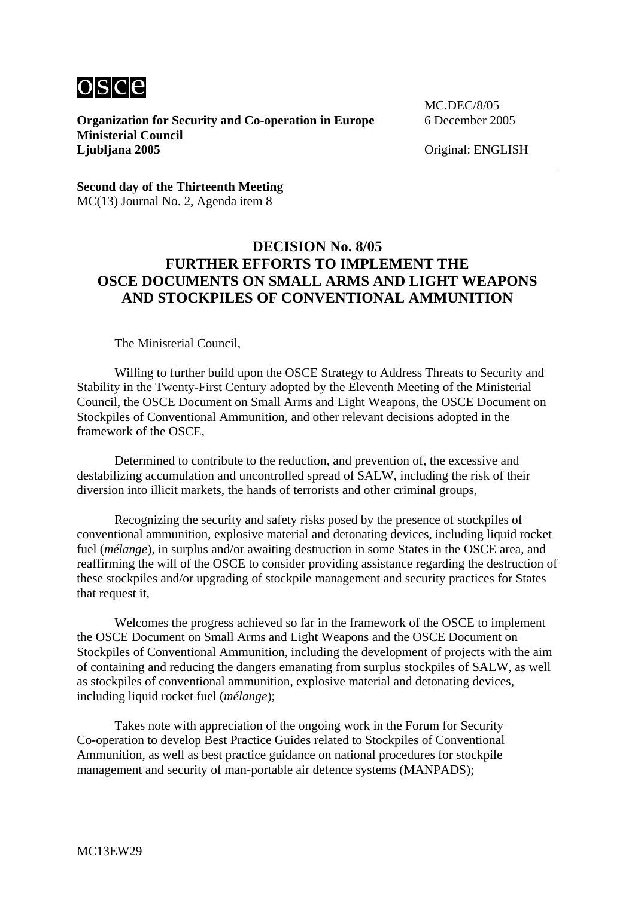osce

**Organization for Security and Co-operation in Europe**
**Ministerial Council**
**Ljubljana 2005**

MC.DEC/8/05
6 December 2005

Original: ENGLISH

**Second day of the Thirteenth Meeting**
MC(13) Journal No. 2, Agenda item 8

# DECISION No. 8/05 FURTHER EFFORTS TO IMPLEMENT THE OSCE DOCUMENTS ON SMALL ARMS AND LIGHT WEAPONS AND STOCKPILES OF CONVENTIONAL AMMUNITION

The Ministerial Council,

Willing to further build upon the OSCE Strategy to Address Threats to Security and Stability in the Twenty-First Century adopted by the Eleventh Meeting of the Ministerial Council, the OSCE Document on Small Arms and Light Weapons, the OSCE Document on Stockpiles of Conventional Ammunition, and other relevant decisions adopted in the framework of the OSCE,

Determined to contribute to the reduction, and prevention of, the excessive and destabilizing accumulation and uncontrolled spread of SALW, including the risk of their diversion into illicit markets, the hands of terrorists and other criminal groups,

Recognizing the security and safety risks posed by the presence of stockpiles of conventional ammunition, explosive material and detonating devices, including liquid rocket fuel (*mélange*), in surplus and/or awaiting destruction in some States in the OSCE area, and reaffirming the will of the OSCE to consider providing assistance regarding the destruction of these stockpiles and/or upgrading of stockpile management and security practices for States that request it,

Welcomes the progress achieved so far in the framework of the OSCE to implement the OSCE Document on Small Arms and Light Weapons and the OSCE Document on Stockpiles of Conventional Ammunition, including the development of projects with the aim of containing and reducing the dangers emanating from surplus stockpiles of SALW, as well as stockpiles of conventional ammunition, explosive material and detonating devices, including liquid rocket fuel (*mélange*);

Takes note with appreciation of the ongoing work in the Forum for Security Co-operation to develop Best Practice Guides related to Stockpiles of Conventional Ammunition, as well as best practice guidance on national procedures for stockpile management and security of man-portable air defence systems (MANPADS);

MC13EW29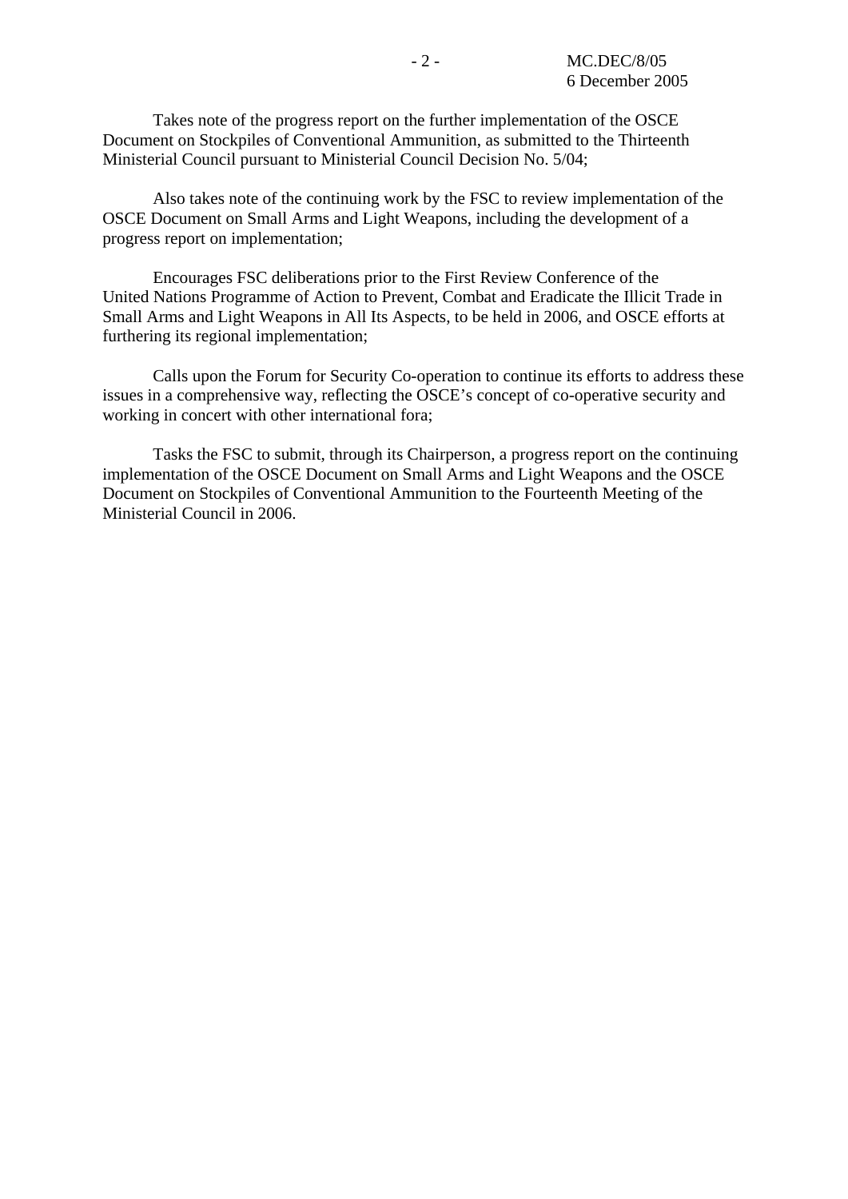Takes note of the progress report on the further implementation of the OSCE Document on Stockpiles of Conventional Ammunition, as submitted to the Thirteenth Ministerial Council pursuant to Ministerial Council Decision No. 5/04;

Also takes note of the continuing work by the FSC to review implementation of the OSCE Document on Small Arms and Light Weapons, including the development of a progress report on implementation;

Encourages FSC deliberations prior to the First Review Conference of the United Nations Programme of Action to Prevent, Combat and Eradicate the Illicit Trade in Small Arms and Light Weapons in All Its Aspects, to be held in 2006, and OSCE efforts at furthering its regional implementation;

Calls upon the Forum for Security Co-operation to continue its efforts to address these issues in a comprehensive way, reflecting the OSCE's concept of co-operative security and working in concert with other international fora;

Tasks the FSC to submit, through its Chairperson, a progress report on the continuing implementation of the OSCE Document on Small Arms and Light Weapons and the OSCE Document on Stockpiles of Conventional Ammunition to the Fourteenth Meeting of the Ministerial Council in 2006.